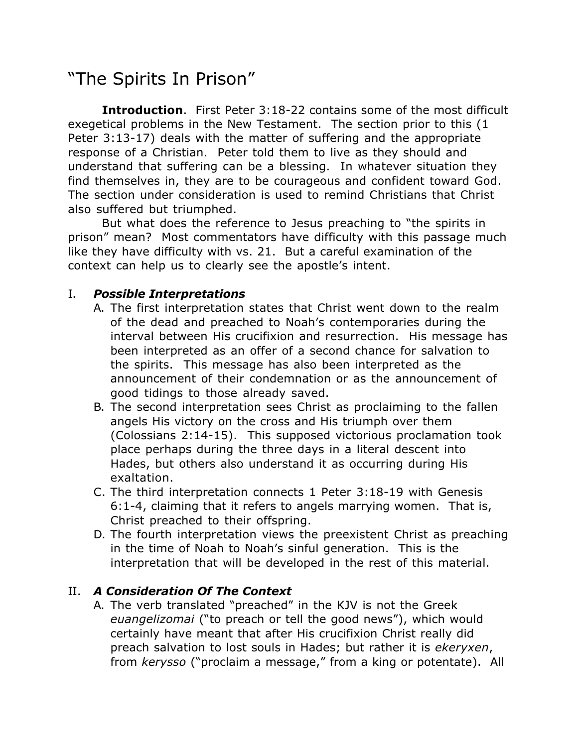# "The Spirits In Prison"

**Introduction**. First Peter 3:18-22 contains some of the most difficult exegetical problems in the New Testament. The section prior to this (1 Peter 3:13-17) deals with the matter of suffering and the appropriate response of a Christian. Peter told them to live as they should and understand that suffering can be a blessing. In whatever situation they find themselves in, they are to be courageous and confident toward God. The section under consideration is used to remind Christians that Christ also suffered but triumphed.

But what does the reference to Jesus preaching to "the spirits in prison" mean? Most commentators have difficulty with this passage much like they have difficulty with vs. 21. But a careful examination of the context can help us to clearly see the apostle's intent.

## I. *Possible Interpretations*

A. The first interpretation states that Christ went down to the realm of the dead and preached to Noah's contemporaries during the interval between His crucifixion and resurrection. His message has been interpreted as an offer of a second chance for salvation to the spirits. This message has also been interpreted as the announcement of their condemnation or as the announcement of good tidings to those already saved.

B. The second interpretation sees Christ as proclaiming to the fallen angels His victory on the cross and His triumph over them (Colossians 2:14-15). This supposed victorious proclamation took place perhaps during the three days in a literal descent into Hades, but others also understand it as occurring during His exaltation.

C. The third interpretation connects 1 Peter 3:18-19 with Genesis 6:1-4, claiming that it refers to angels marrying women. That is, Christ preached to their offspring.

D. The fourth interpretation views the preexistent Christ as preaching in the time of Noah to Noah's sinful generation. This is the interpretation that will be developed in the rest of this material.

## II. *A Consideration Of The Context*

A. The verb translated "preached" in the KJV is not the Greek *euangelizomai* ("to preach or tell the good news"), which would certainly have meant that after His crucifixion Christ really did preach salvation to lost souls in Hades; but rather it is *ekeryxen*, from *kerysso* ("proclaim a message," from a king or potentate). All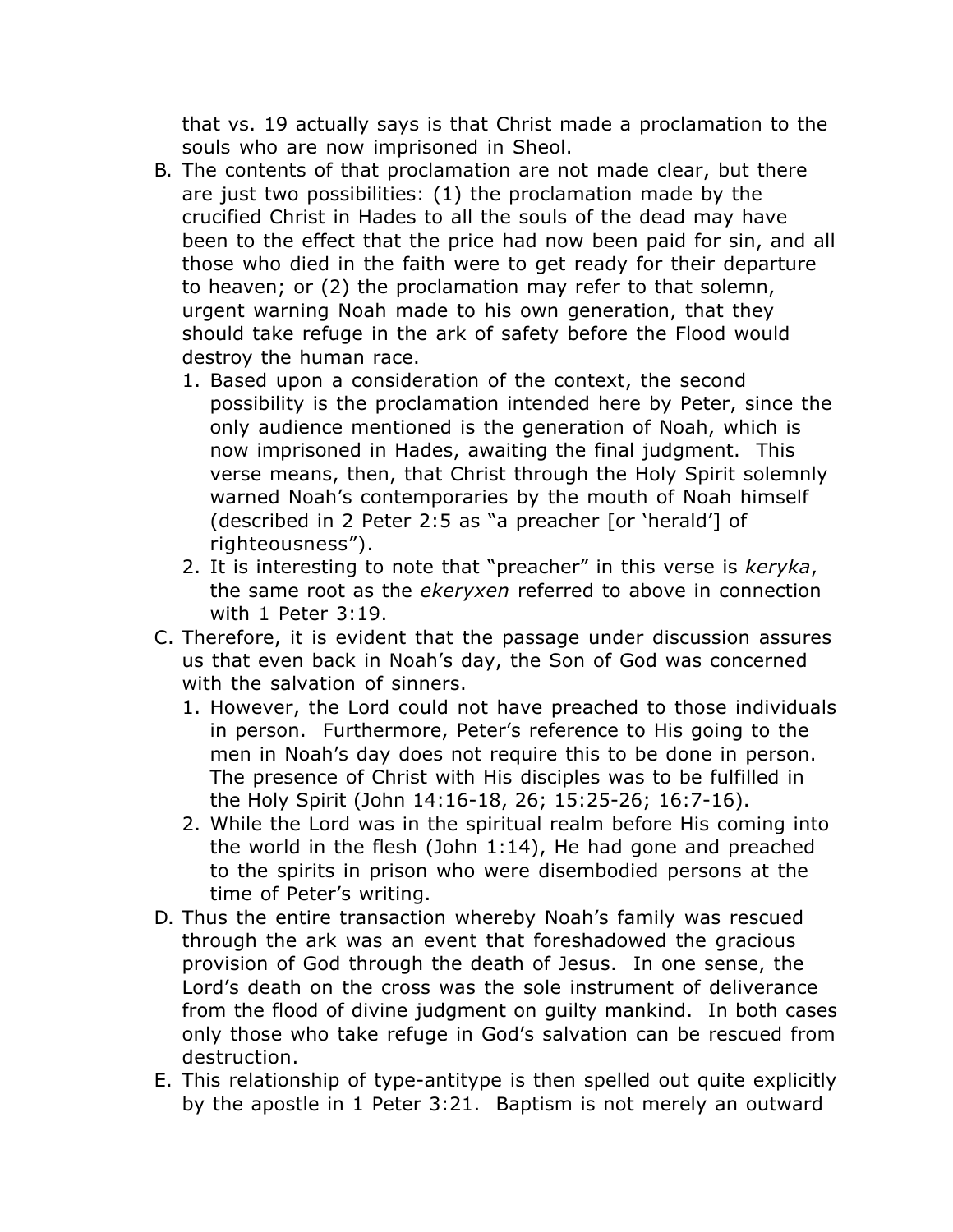that vs. 19 actually says is that Christ made a proclamation to the souls who are now imprisoned in Sheol.

B. The contents of that proclamation are not made clear, but there are just two possibilities: (1) the proclamation made by the crucified Christ in Hades to all the souls of the dead may have been to the effect that the price had now been paid for sin, and all those who died in the faith were to get ready for their departure to heaven; or (2) the proclamation may refer to that solemn, urgent warning Noah made to his own generation, that they should take refuge in the ark of safety before the Flood would destroy the human race.
   1. Based upon a consideration of the context, the second possibility is the proclamation intended here by Peter, since the only audience mentioned is the generation of Noah, which is now imprisoned in Hades, awaiting the final judgment. This verse means, then, that Christ through the Holy Spirit solemnly warned Noah's contemporaries by the mouth of Noah himself (described in 2 Peter 2:5 as "a preacher [or 'herald'] of righteousness").
   2. It is interesting to note that "preacher" in this verse is *keryka*, the same root as the *ekeryxen* referred to above in connection with 1 Peter 3:19.

C. Therefore, it is evident that the passage under discussion assures us that even back in Noah's day, the Son of God was concerned with the salvation of sinners.
   1. However, the Lord could not have preached to those individuals in person. Furthermore, Peter's reference to His going to the men in Noah's day does not require this to be done in person. The presence of Christ with His disciples was to be fulfilled in the Holy Spirit (John 14:16-18, 26; 15:25-26; 16:7-16).
   2. While the Lord was in the spiritual realm before His coming into the world in the flesh (John 1:14), He had gone and preached to the spirits in prison who were disembodied persons at the time of Peter's writing.

D. Thus the entire transaction whereby Noah's family was rescued through the ark was an event that foreshadowed the gracious provision of God through the death of Jesus. In one sense, the Lord's death on the cross was the sole instrument of deliverance from the flood of divine judgment on guilty mankind. In both cases only those who take refuge in God's salvation can be rescued from destruction.

E. This relationship of type-antitype is then spelled out quite explicitly by the apostle in 1 Peter 3:21. Baptism is not merely an outward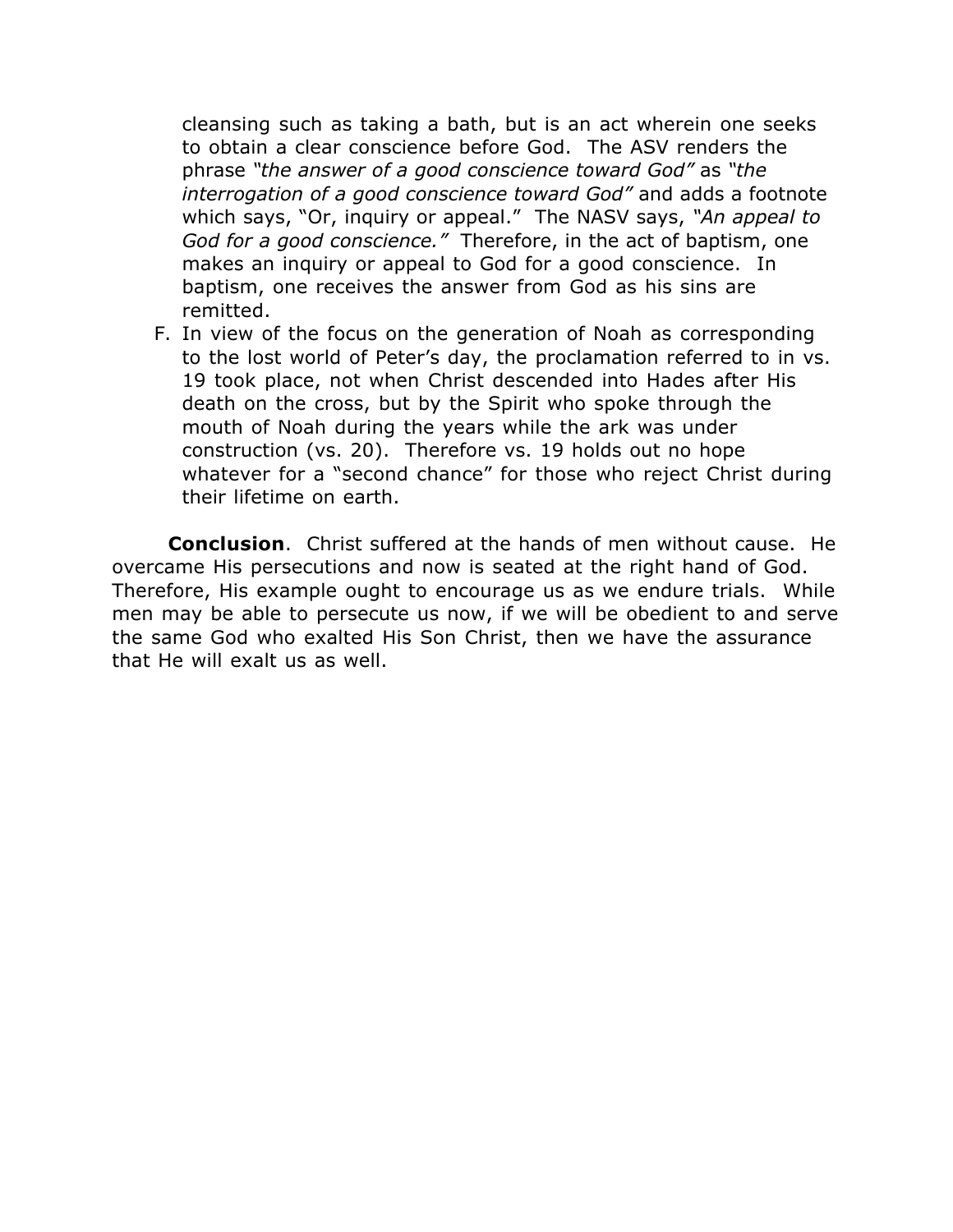cleansing such as taking a bath, but is an act wherein one seeks to obtain a clear conscience before God. The ASV renders the phrase *"the answer of a good conscience toward God"* as *"the interrogation of a good conscience toward God"* and adds a footnote which says, "Or, inquiry or appeal." The NASV says, *"An appeal to God for a good conscience."* Therefore, in the act of baptism, one makes an inquiry or appeal to God for a good conscience. In baptism, one receives the answer from God as his sins are remitted.

F. In view of the focus on the generation of Noah as corresponding to the lost world of Peter's day, the proclamation referred to in vs. 19 took place, not when Christ descended into Hades after His death on the cross, but by the Spirit who spoke through the mouth of Noah during the years while the ark was under construction (vs. 20). Therefore vs. 19 holds out no hope whatever for a "second chance" for those who reject Christ during their lifetime on earth.

**Conclusion**. Christ suffered at the hands of men without cause. He overcame His persecutions and now is seated at the right hand of God. Therefore, His example ought to encourage us as we endure trials. While men may be able to persecute us now, if we will be obedient to and serve the same God who exalted His Son Christ, then we have the assurance that He will exalt us as well.